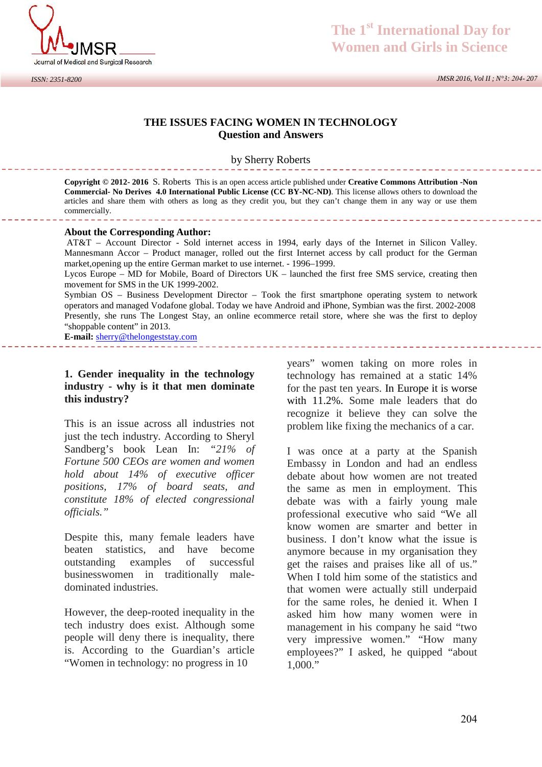# THE ISSUES FACING WOMEN IN TECHNOLOGY
## Question and Answers

by Sherry Roberts

**Copyright © 2012- 2016** S. Roberts This is an open access article published under **Creative Commons Attribution -Non Commercial- No Derives 4.0 International Public License (CC BY-NC-ND)**. This license allows others to download the articles and share them with others as long as they credit you, but they can't change them in any way or use them commercially.

**About the Corresponding Author:**
AT&T – Account Director - Sold internet access in 1994, early days of the Internet in Silicon Valley.
Mannesmann Accor – Product manager, rolled out the first Internet access by call product for the German market,opening up the entire German market to use internet. - 1996–1999.
Lycos Europe – MD for Mobile, Board of Directors UK – launched the first free SMS service, creating then movement for SMS in the UK 1999-2002.
Symbian OS – Business Development Director – Took the first smartphone operating system to network operators and managed Vodafone global. Today we have Android and iPhone, Symbian was the first. 2002-2008
Presently, she runs The Longest Stay, an online ecommerce retail store, where she was the first to deploy "shoppable content" in 2013.
**E-mail:** sherry@thelongeststay.com

### 1. Gender inequality in the technology industry - why is it that men dominate this industry?

This is an issue across all industries not just the tech industry. According to Sheryl Sandberg's book Lean In: *"21% of Fortune 500 CEOs are women and women hold about 14% of executive officer positions, 17% of board seats, and constitute 18% of elected congressional officials."*

Despite this, many female leaders have beaten statistics, and have become outstanding examples of successful businesswomen in traditionally male-dominated industries.

However, the deep-rooted inequality in the tech industry does exist. Although some people will deny there is inequality, there is. According to the Guardian's article "Women in technology: no progress in 10 years" women taking on more roles in technology has remained at a static 14% for the past ten years. In Europe it is worse with 11.2%. Some male leaders that do recognize it believe they can solve the problem like fixing the mechanics of a car.

I was once at a party at the Spanish Embassy in London and had an endless debate about how women are not treated the same as men in employment. This debate was with a fairly young male professional executive who said "We all know women are smarter and better in business. I don't know what the issue is anymore because in my organisation they get the raises and praises like all of us." When I told him some of the statistics and that women were actually still underpaid for the same roles, he denied it. When I asked him how many women were in management in his company he said "two very impressive women." "How many employees?" I asked, he quipped "about 1,000."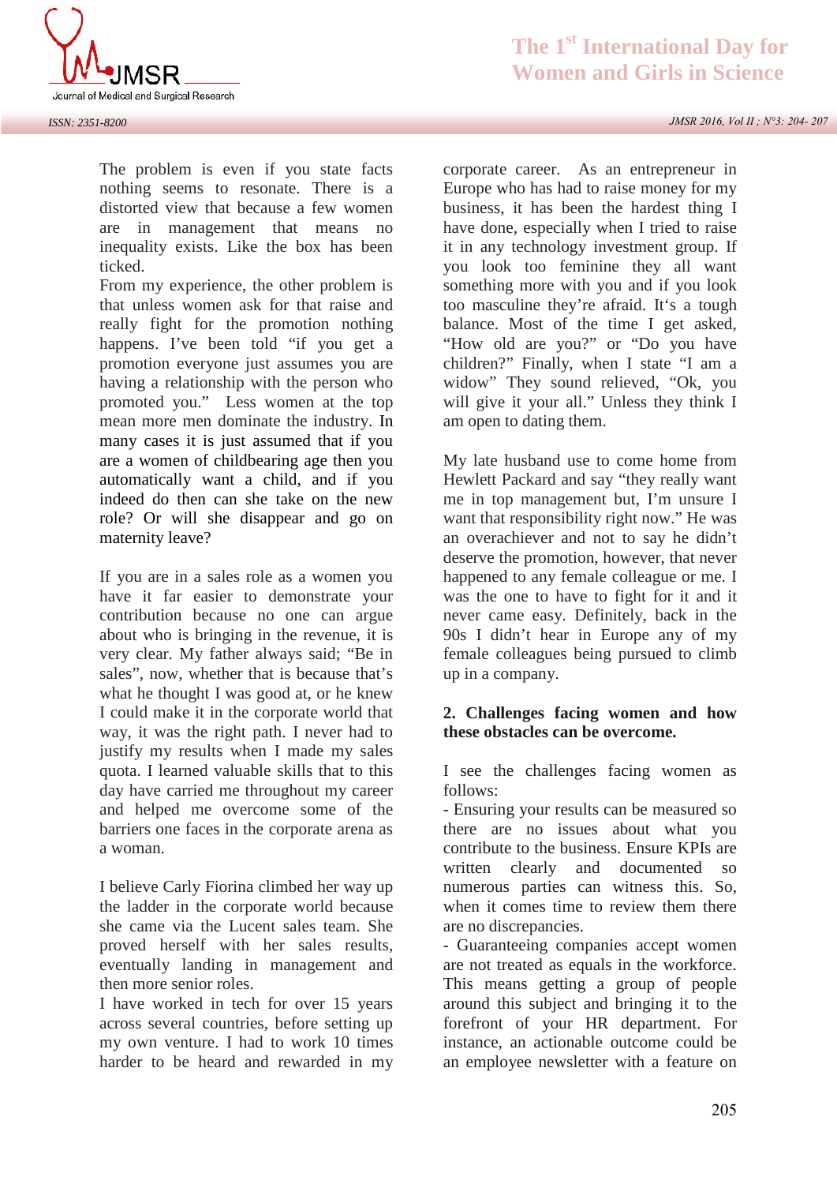The problem is even if you state facts nothing seems to resonate. There is a distorted view that because a few women are in management that means no inequality exists. Like the box has been ticked.

From my experience, the other problem is that unless women ask for that raise and really fight for the promotion nothing happens. I've been told "if you get a promotion everyone just assumes you are having a relationship with the person who promoted you." Less women at the top mean more men dominate the industry. In many cases it is just assumed that if you are a women of childbearing age then you automatically want a child, and if you indeed do then can she take on the new role? Or will she disappear and go on maternity leave?

If you are in a sales role as a women you have it far easier to demonstrate your contribution because no one can argue about who is bringing in the revenue, it is very clear. My father always said; "Be in sales", now, whether that is because that's what he thought I was good at, or he knew I could make it in the corporate world that way, it was the right path. I never had to justify my results when I made my sales quota. I learned valuable skills that to this day have carried me throughout my career and helped me overcome some of the barriers one faces in the corporate arena as a woman.

I believe Carly Fiorina climbed her way up the ladder in the corporate world because she came via the Lucent sales team. She proved herself with her sales results, eventually landing in management and then more senior roles.

I have worked in tech for over 15 years across several countries, before setting up my own venture. I had to work 10 times harder to be heard and rewarded in my corporate career. As an entrepreneur in Europe who has had to raise money for my business, it has been the hardest thing I have done, especially when I tried to raise it in any technology investment group. If you look too feminine they all want something more with you and if you look too masculine they're afraid. It's a tough balance. Most of the time I get asked, "How old are you?" or "Do you have children?" Finally, when I state "I am a widow" They sound relieved, "Ok, you will give it your all." Unless they think I am open to dating them.

My late husband use to come home from Hewlett Packard and say "they really want me in top management but, I'm unsure I want that responsibility right now." He was an overachiever and not to say he didn't deserve the promotion, however, that never happened to any female colleague or me. I was the one to have to fight for it and it never came easy. Definitely, back in the 90s I didn't hear in Europe any of my female colleagues being pursued to climb up in a company.

## 2. Challenges facing women and how these obstacles can be overcome.

I see the challenges facing women as follows:

- Ensuring your results can be measured so there are no issues about what you contribute to the business. Ensure KPIs are written clearly and documented so numerous parties can witness this. So, when it comes time to review them there are no discrepancies.
- Guaranteeing companies accept women are not treated as equals in the workforce. This means getting a group of people around this subject and bringing it to the forefront of your HR department. For instance, an actionable outcome could be an employee newsletter with a feature on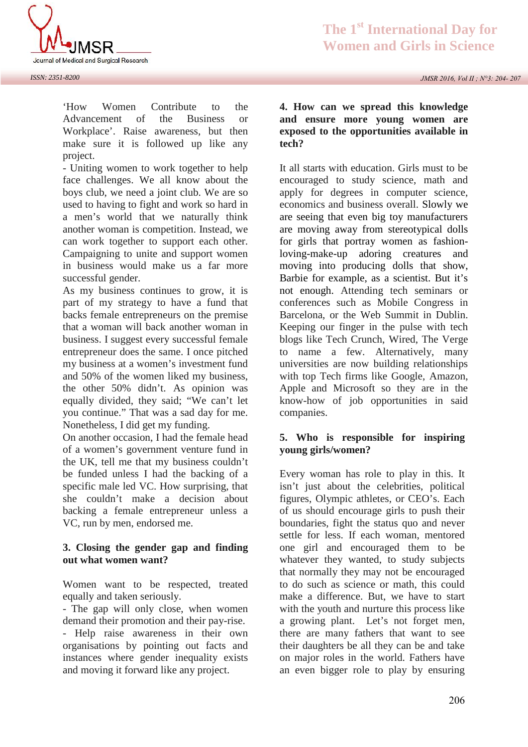'How Women Contribute to the Advancement of the Business or Workplace'. Raise awareness, but then make sure it is followed up like any project.

- Uniting women to work together to help face challenges. We all know about the boys club, we need a joint club. We are so used to having to fight and work so hard in a men's world that we naturally think another woman is competition. Instead, we can work together to support each other. Campaigning to unite and support women in business would make us a far more successful gender.

As my business continues to grow, it is part of my strategy to have a fund that backs female entrepreneurs on the premise that a woman will back another woman in business. I suggest every successful female entrepreneur does the same. I once pitched my business at a women's investment fund and 50% of the women liked my business, the other 50% didn't. As opinion was equally divided, they said; "We can't let you continue." That was a sad day for me. Nonetheless, I did get my funding.

On another occasion, I had the female head of a women's government venture fund in the UK, tell me that my business couldn't be funded unless I had the backing of a specific male led VC. How surprising, that she couldn't make a decision about backing a female entrepreneur unless a VC, run by men, endorsed me.

## 3. Closing the gender gap and finding out what women want?

Women want to be respected, treated equally and taken seriously.

- The gap will only close, when women demand their promotion and their pay-rise.
- Help raise awareness in their own organisations by pointing out facts and instances where gender inequality exists and moving it forward like any project.

## 4. How can we spread this knowledge and ensure more young women are exposed to the opportunities available in tech?

It all starts with education. Girls must to be encouraged to study science, math and apply for degrees in computer science, economics and business overall. Slowly we are seeing that even big toy manufacturers are moving away from stereotypical dolls for girls that portray women as fashion-loving-make-up adoring creatures and moving into producing dolls that show, Barbie for example, as a scientist. But it's not enough. Attending tech seminars or conferences such as Mobile Congress in Barcelona, or the Web Summit in Dublin. Keeping our finger in the pulse with tech blogs like Tech Crunch, Wired, The Verge to name a few. Alternatively, many universities are now building relationships with top Tech firms like Google, Amazon, Apple and Microsoft so they are in the know-how of job opportunities in said companies.

## 5. Who is responsible for inspiring young girls/women?

Every woman has role to play in this. It isn't just about the celebrities, political figures, Olympic athletes, or CEO's. Each of us should encourage girls to push their boundaries, fight the status quo and never settle for less. If each woman, mentored one girl and encouraged them to be whatever they wanted, to study subjects that normally they may not be encouraged to do such as science or math, this could make a difference. But, we have to start with the youth and nurture this process like a growing plant. Let's not forget men, there are many fathers that want to see their daughters be all they can be and take on major roles in the world. Fathers have an even bigger role to play by ensuring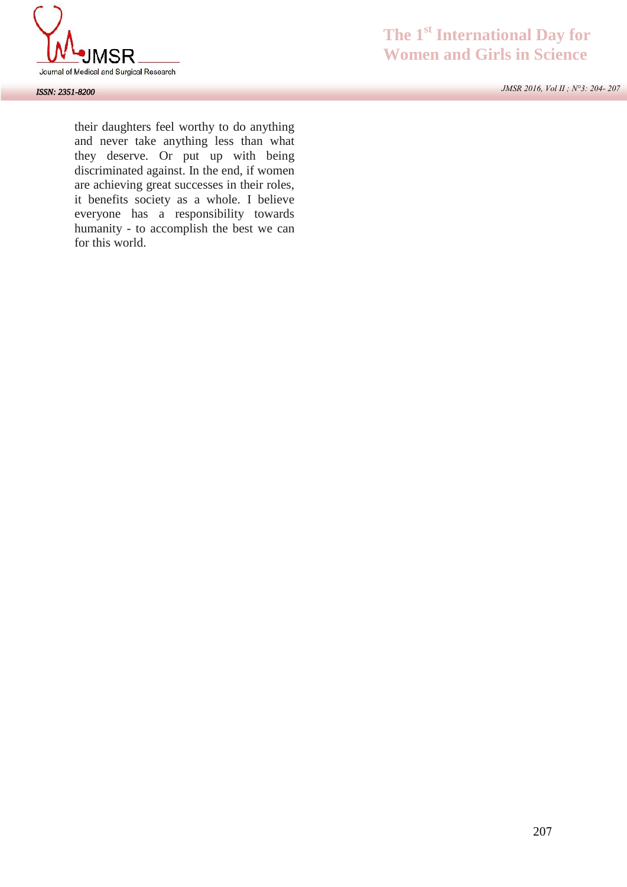their daughters feel worthy to do anything and never take anything less than what they deserve. Or put up with being discriminated against. In the end, if women are achieving great successes in their roles, it benefits society as a whole. I believe everyone has a responsibility towards humanity - to accomplish the best we can for this world.